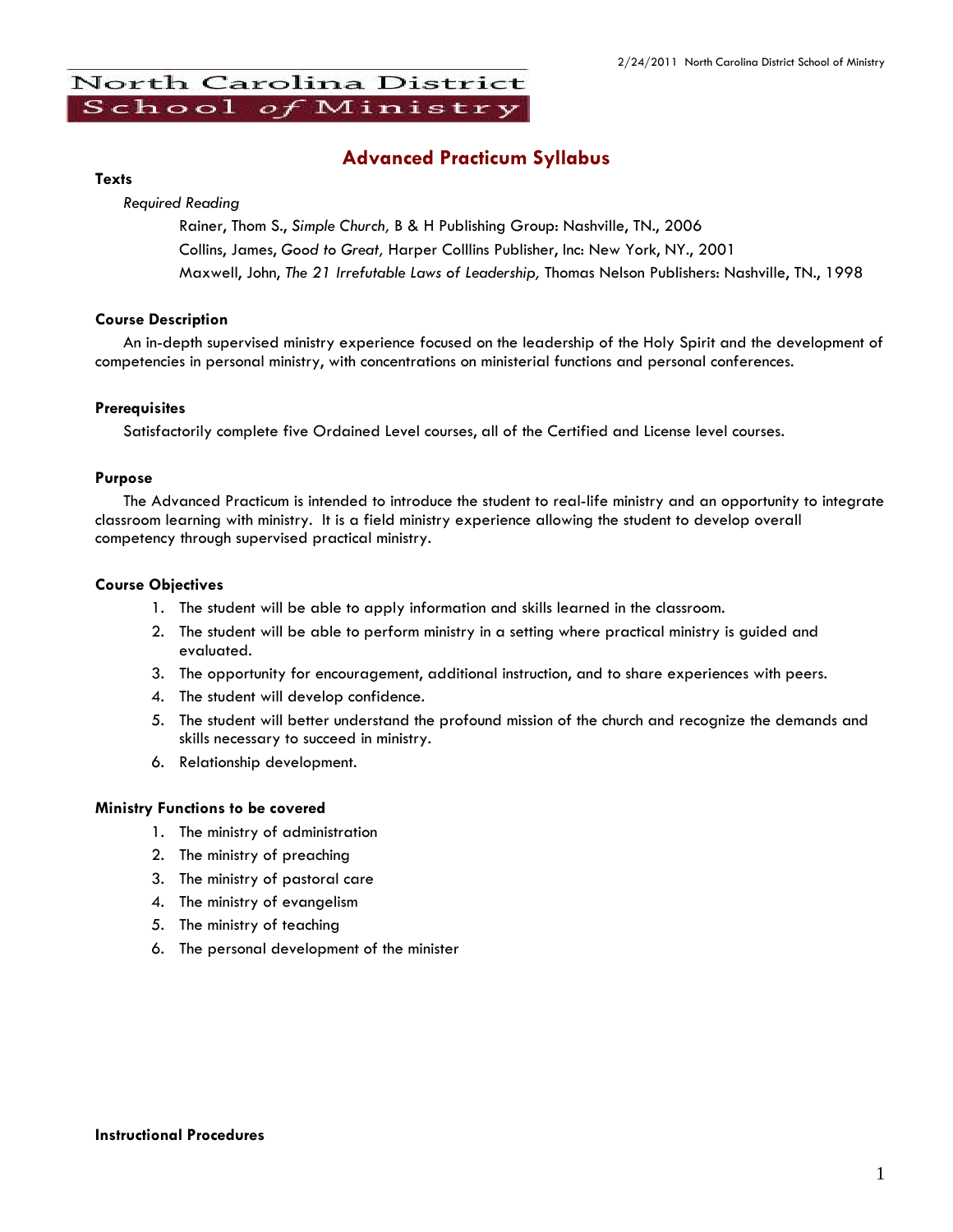# North Carolina District School of Ministry

## Advanced Practicum Syllabus

### Texts

*Required Reading*

Rainer, Thom S., *Simple Church,* B & H Publishing Group: Nashville, TN., 2006

Collins, James, *Good to Great,* Harper Colllins Publisher, Inc: New York, NY., 2001

Maxwell, John, *The 21 Irrefutable Laws of Leadership,* Thomas Nelson Publishers: Nashville, TN., 1998

### Course Description

An in-depth supervised ministry experience focused on the leadership of the Holy Spirit and the development of competencies in personal ministry, with concentrations on ministerial functions and personal conferences.

### Prerequisites

Satisfactorily complete five Ordained Level courses, all of the Certified and License level courses.

### Purpose

The Advanced Practicum is intended to introduce the student to real-life ministry and an opportunity to integrate classroom learning with ministry. It is a field ministry experience allowing the student to develop overall competency through supervised practical ministry.

### Course Objectives

1. The student will be able to apply information and skills learned in the classroom.
2. The student will be able to perform ministry in a setting where practical ministry is guided and evaluated.
3. The opportunity for encouragement, additional instruction, and to share experiences with peers.
4. The student will develop confidence.
5. The student will better understand the profound mission of the church and recognize the demands and skills necessary to succeed in ministry.
6. Relationship development.

### Ministry Functions to be covered

1. The ministry of administration
2. The ministry of preaching
3. The ministry of pastoral care
4. The ministry of evangelism
5. The ministry of teaching
6. The personal development of the minister

### Instructional Procedures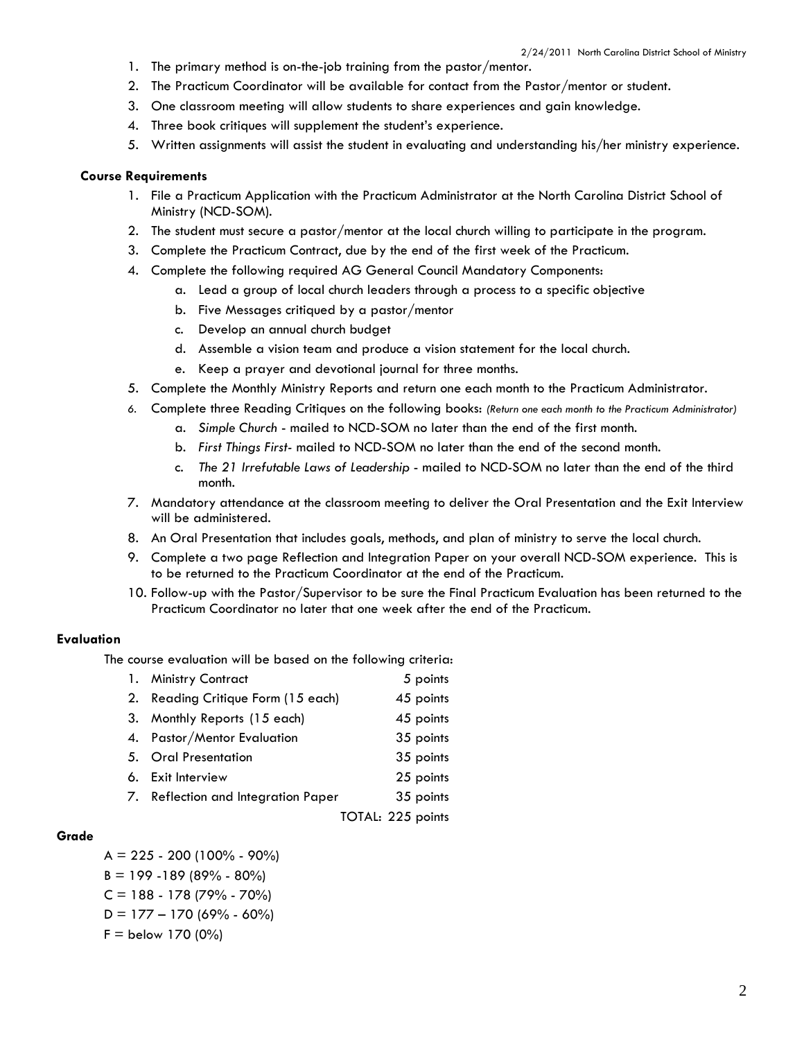1. The primary method is on-the-job training from the pastor/mentor.
2. The Practicum Coordinator will be available for contact from the Pastor/mentor or student.
3. One classroom meeting will allow students to share experiences and gain knowledge.
4. Three book critiques will supplement the student's experience.
5. Written assignments will assist the student in evaluating and understanding his/her ministry experience.

**Course Requirements**

1. File a Practicum Application with the Practicum Administrator at the North Carolina District School of Ministry (NCD-SOM).
2. The student must secure a pastor/mentor at the local church willing to participate in the program.
3. Complete the Practicum Contract, due by the end of the first week of the Practicum.
4. Complete the following required AG General Council Mandatory Components:
    a. Lead a group of local church leaders through a process to a specific objective
    b. Five Messages critiqued by a pastor/mentor
    c. Develop an annual church budget
    d. Assemble a vision team and produce a vision statement for the local church.
    e. Keep a prayer and devotional journal for three months.
5. Complete the Monthly Ministry Reports and return one each month to the Practicum Administrator.
6. Complete three Reading Critiques on the following books: *(Return one each month to the Practicum Administrator)*
    a. *Simple Church* - mailed to NCD-SOM no later than the end of the first month.
    b. *First Things First*- mailed to NCD-SOM no later than the end of the second month.
    c. *The 21 Irrefutable Laws of Leadership* - mailed to NCD-SOM no later than the end of the third month.
7. Mandatory attendance at the classroom meeting to deliver the Oral Presentation and the Exit Interview will be administered.
8. An Oral Presentation that includes goals, methods, and plan of ministry to serve the local church.
9. Complete a two page Reflection and Integration Paper on your overall NCD-SOM experience. This is to be returned to the Practicum Coordinator at the end of the Practicum.
10. Follow-up with the Pastor/Supervisor to be sure the Final Practicum Evaluation has been returned to the Practicum Coordinator no later that one week after the end of the Practicum.

**Evaluation**

The course evaluation will be based on the following criteria:

| | |
|---|---|
| 1. Ministry Contract | 5 points |
| 2. Reading Critique Form (15 each) | 45 points |
| 3. Monthly Reports (15 each) | 45 points |
| 4. Pastor/Mentor Evaluation | 35 points |
| 5. Oral Presentation | 35 points |
| 6. Exit Interview | 25 points |
| 7. Reflection and Integration Paper | 35 points |
| | TOTAL: 225 points |

**Grade**

A = 225 - 200 (100% - 90%)
B = 199 -189 (89% - 80%)
C = 188 - 178 (79% - 70%)
D = 177 – 170 (69% - 60%)
F = below 170 (0%)